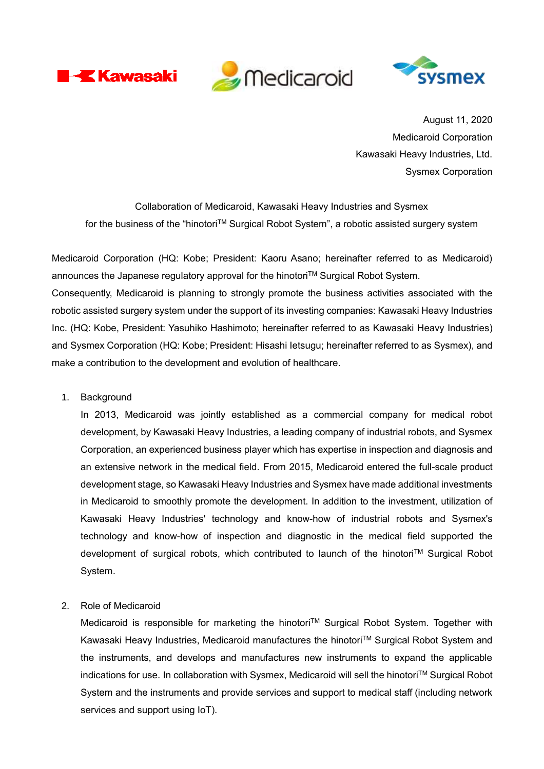August 11, 2020
Medicaroid Corporation
Kawasaki Heavy Industries, Ltd.
Sysmex Corporation

Collaboration of Medicaroid, Kawasaki Heavy Industries and Sysmex
for the business of the "hinotori™ Surgical Robot System", a robotic assisted surgery system

Medicaroid Corporation (HQ: Kobe; President: Kaoru Asano; hereinafter referred to as Medicaroid) announces the Japanese regulatory approval for the hinotori™ Surgical Robot System.
Consequently, Medicaroid is planning to strongly promote the business activities associated with the robotic assisted surgery system under the support of its investing companies: Kawasaki Heavy Industries Inc. (HQ: Kobe, President: Yasuhiko Hashimoto; hereinafter referred to as Kawasaki Heavy Industries) and Sysmex Corporation (HQ: Kobe; President: Hisashi Ietsugu; hereinafter referred to as Sysmex), and make a contribution to the development and evolution of healthcare.

1. Background

   In 2013, Medicaroid was jointly established as a commercial company for medical robot development, by Kawasaki Heavy Industries, a leading company of industrial robots, and Sysmex Corporation, an experienced business player which has expertise in inspection and diagnosis and an extensive network in the medical field. From 2015, Medicaroid entered the full-scale product development stage, so Kawasaki Heavy Industries and Sysmex have made additional investments in Medicaroid to smoothly promote the development. In addition to the investment, utilization of Kawasaki Heavy Industries' technology and know-how of industrial robots and Sysmex's technology and know-how of inspection and diagnostic in the medical field supported the development of surgical robots, which contributed to launch of the hinotori™ Surgical Robot System.

2. Role of Medicaroid

   Medicaroid is responsible for marketing the hinotori™ Surgical Robot System. Together with Kawasaki Heavy Industries, Medicaroid manufactures the hinotori™ Surgical Robot System and the instruments, and develops and manufactures new instruments to expand the applicable indications for use. In collaboration with Sysmex, Medicaroid will sell the hinotori™ Surgical Robot System and the instruments and provide services and support to medical staff (including network services and support using IoT).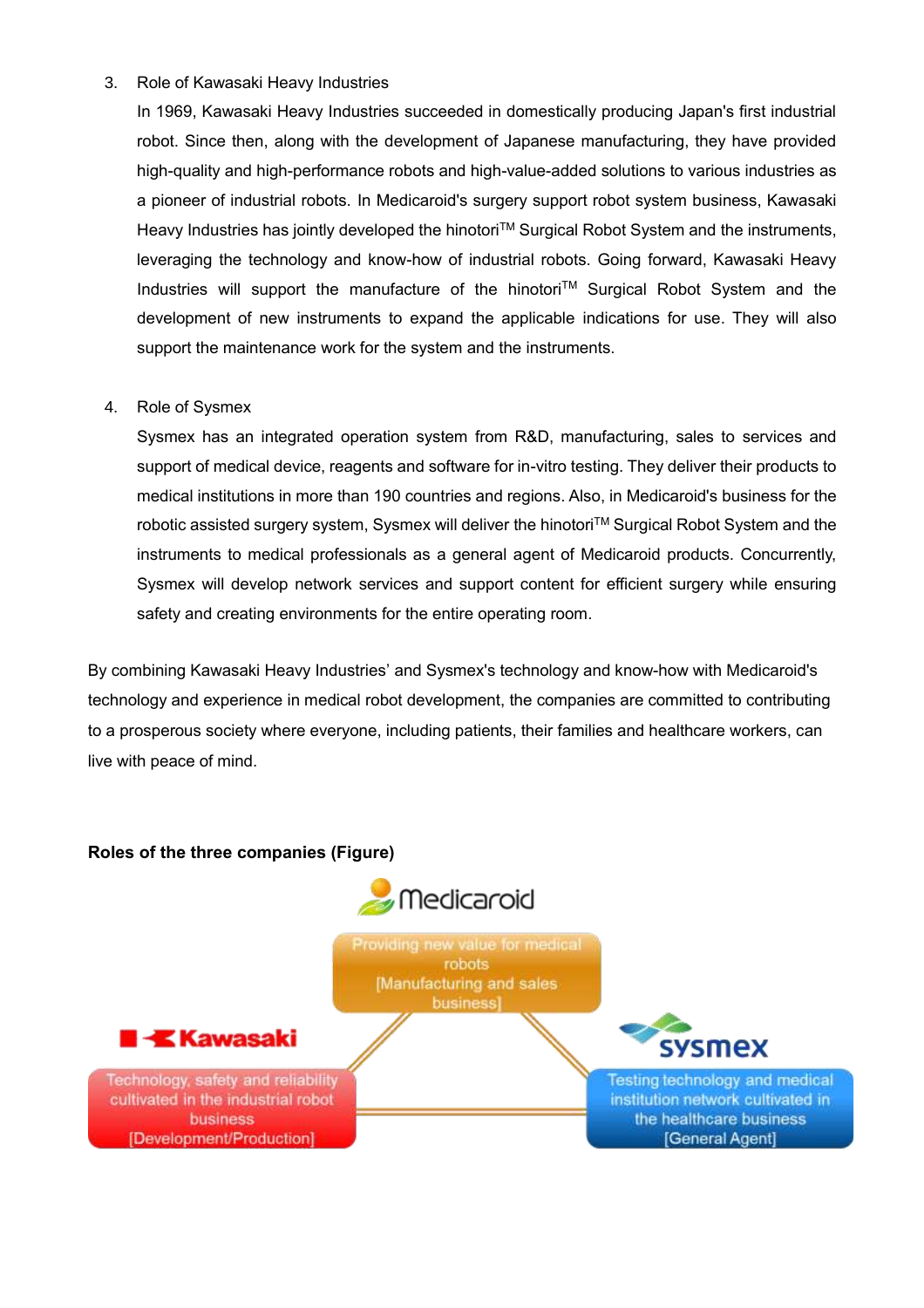3. Role of Kawasaki Heavy Industries

   In 1969, Kawasaki Heavy Industries succeeded in domestically producing Japan's first industrial robot. Since then, along with the development of Japanese manufacturing, they have provided high-quality and high-performance robots and high-value-added solutions to various industries as a pioneer of industrial robots. In Medicaroid's surgery support robot system business, Kawasaki Heavy Industries has jointly developed the hinotori™ Surgical Robot System and the instruments, leveraging the technology and know-how of industrial robots. Going forward, Kawasaki Heavy Industries will support the manufacture of the hinotori™ Surgical Robot System and the development of new instruments to expand the applicable indications for use. They will also support the maintenance work for the system and the instruments.

4. Role of Sysmex

   Sysmex has an integrated operation system from R&D, manufacturing, sales to services and support of medical device, reagents and software for in-vitro testing. They deliver their products to medical institutions in more than 190 countries and regions. Also, in Medicaroid's business for the robotic assisted surgery system, Sysmex will deliver the hinotori™ Surgical Robot System and the instruments to medical professionals as a general agent of Medicaroid products. Concurrently, Sysmex will develop network services and support content for efficient surgery while ensuring safety and creating environments for the entire operating room.

By combining Kawasaki Heavy Industries' and Sysmex's technology and know-how with Medicaroid's technology and experience in medical robot development, the companies are committed to contributing to a prosperous society where everyone, including patients, their families and healthcare workers, can live with peace of mind.

**Roles of the three companies (Figure)**

Medicaroid
Providing new value for medical robots
[Manufacturing and sales business]

Kawasaki
Technology, safety and reliability cultivated in the industrial robot business
[Development/Production]

sysmex
Testing technology and medical institution network cultivated in the healthcare business
[General Agent]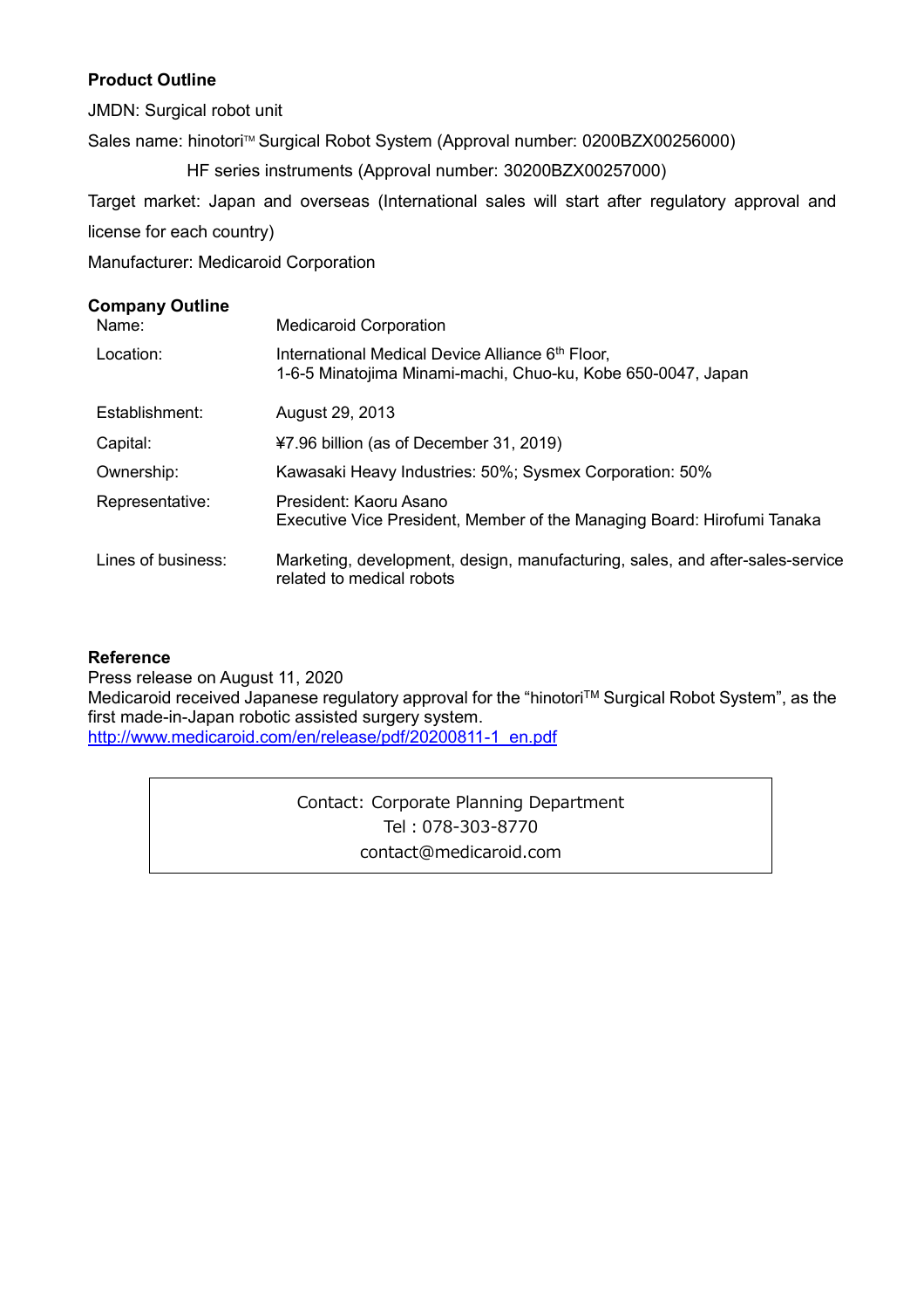**Product Outline**

JMDN: Surgical robot unit

Sales name: hinotori™ Surgical Robot System (Approval number: 0200BZX00256000)

HF series instruments (Approval number: 30200BZX00257000)

Target market: Japan and overseas (International sales will start after regulatory approval and license for each country)

Manufacturer: Medicaroid Corporation

**Company Outline**

| | |
|---|---|
| Name: | Medicaroid Corporation |
| Location: | International Medical Device Alliance 6th Floor, 1-6-5 Minatojima Minami-machi, Chuo-ku, Kobe 650-0047, Japan |
| Establishment: | August 29, 2013 |
| Capital: | ¥7.96 billion (as of December 31, 2019) |
| Ownership: | Kawasaki Heavy Industries: 50%; Sysmex Corporation: 50% |
| Representative: | President: Kaoru Asano<br>Executive Vice President, Member of the Managing Board: Hirofumi Tanaka |
| Lines of business: | Marketing, development, design, manufacturing, sales, and after-sales-service related to medical robots |

**Reference**

Press release on August 11, 2020

Medicaroid received Japanese regulatory approval for the "hinotori™ Surgical Robot System", as the first made-in-Japan robotic assisted surgery system.

http://www.medicaroid.com/en/release/pdf/20200811-1_en.pdf

Contact: Corporate Planning Department
Tel : 078-303-8770
contact@medicaroid.com